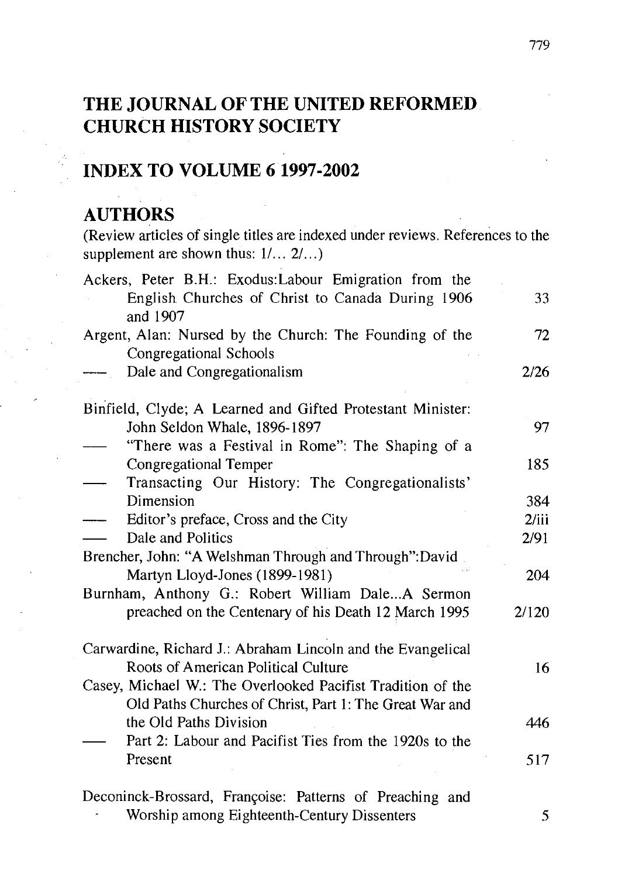# THE JOURNAL OF THE UNITED REFORMED CHURCH HISTORY SOCIETY

## INDEX TO VOLUME 6 1997-2002

## AUTHORS

(Review articles of single titles are indexed under reviews. References to the supplement are shown thus: 1/... 2/...)

| | |
|---|---|
| Ackers, Peter B.H.: Exodus:Labour Emigration from the English Churches of Christ to Canada During 1906 and 1907 | 33 |
| Argent, Alan: Nursed by the Church: The Founding of the Congregational Schools | 72 |
| —— Dale and Congregationalism | 2/26 |
| | |
| Binfield, Clyde; A Learned and Gifted Protestant Minister: John Seldon Whale, 1896-1897 | 97 |
| —— "There was a Festival in Rome": The Shaping of a Congregational Temper | 185 |
| —— Transacting Our History: The Congregationalists' Dimension | 384 |
| —— Editor's preface, Cross and the City | 2/iii |
| —— Dale and Politics | 2/91 |
| Brencher, John: "A Welshman Through and Through":David Martyn Lloyd-Jones (1899-1981) | 204 |
| Burnham, Anthony G.: Robert William Dale...A Sermon preached on the Centenary of his Death 12 March 1995 | 2/120 |
| | |
| Carwardine, Richard J.: Abraham Lincoln and the Evangelical Roots of American Political Culture | 16 |
| Casey, Michael W.: The Overlooked Pacifist Tradition of the Old Paths Churches of Christ, Part 1: The Great War and the Old Paths Division | 446 |
| —— Part 2: Labour and Pacifist Ties from the 1920s to the Present | 517 |
| | |
| Deconinck-Brossard, Françoise: Patterns of Preaching and Worship among Eighteenth-Century Dissenters | 5 |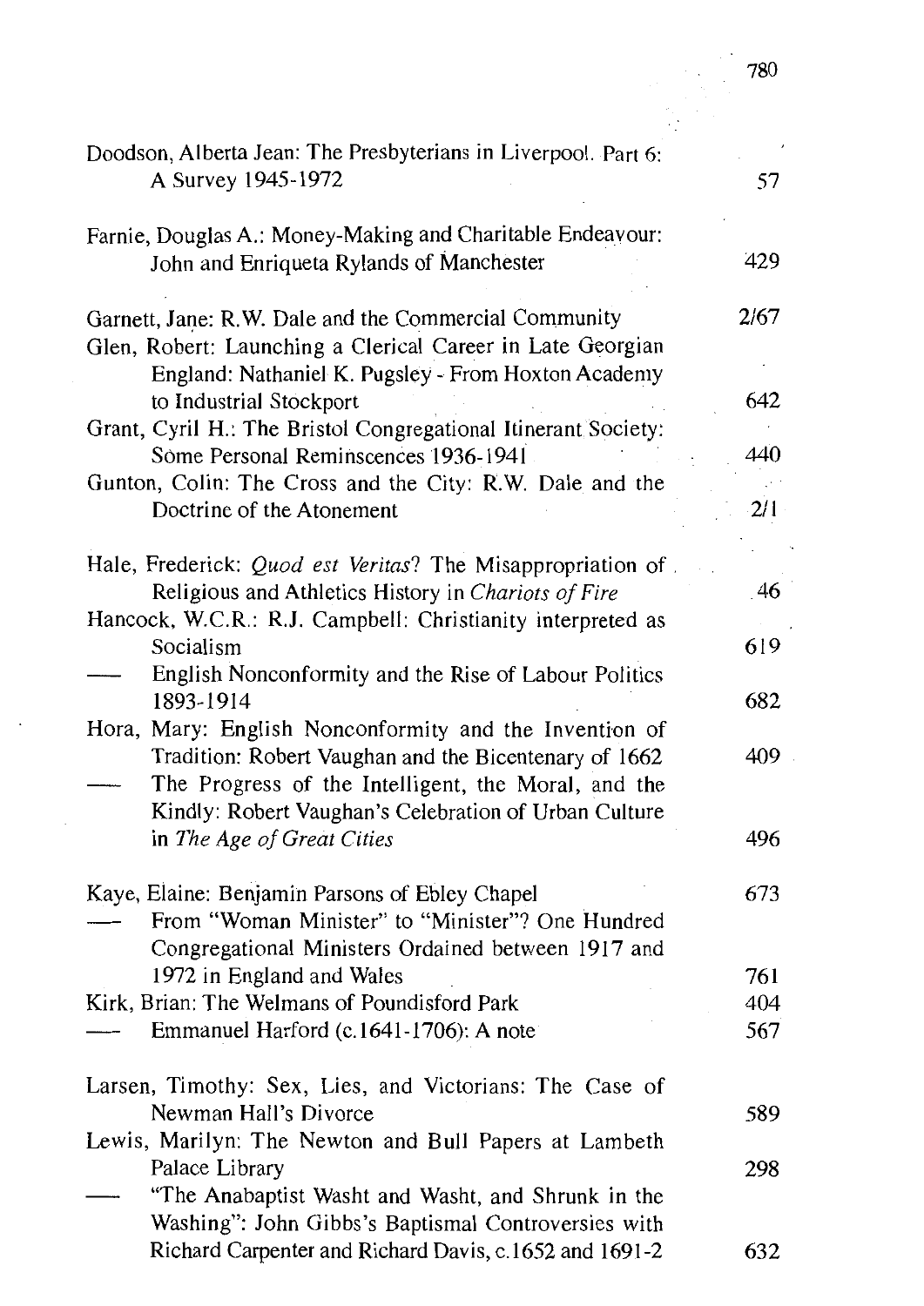Doodson, Alberta Jean: The Presbyterians in Liverpool. Part 6: A Survey 1945-1972 — 57

Farnie, Douglas A.: Money-Making and Charitable Endeavour: John and Enriqueta Rylands of Manchester — 429

Garnett, Jane: R.W. Dale and the Commercial Community — 2/67

Glen, Robert: Launching a Clerical Career in Late Georgian England: Nathaniel K. Pugsley - From Hoxton Academy to Industrial Stockport — 642

Grant, Cyril H.: The Bristol Congregational Itinerant Society: Some Personal Reminscences 1936-1941 — 440

Gunton, Colin: The Cross and the City: R.W. Dale and the Doctrine of the Atonement — 2/1

Hale, Frederick: *Quod est Veritas*? The Misappropriation of Religious and Athletics History in *Chariots of Fire* — 46

Hancock, W.C.R.: R.J. Campbell: Christianity interpreted as Socialism — 619

— English Nonconformity and the Rise of Labour Politics 1893-1914 — 682

Hora, Mary: English Nonconformity and the Invention of Tradition: Robert Vaughan and the Bicentenary of 1662 — 409

— The Progress of the Intelligent, the Moral, and the Kindly: Robert Vaughan's Celebration of Urban Culture in *The Age of Great Cities* — 496

Kaye, Elaine: Benjamin Parsons of Ebley Chapel — 673

— From "Woman Minister" to "Minister"? One Hundred Congregational Ministers Ordained between 1917 and 1972 in England and Wales — 761

Kirk, Brian: The Welmans of Poundisford Park — 404

— Emmanuel Harford (c.1641-1706): A note — 567

Larsen, Timothy: Sex, Lies, and Victorians: The Case of Newman Hall's Divorce — 589

Lewis, Marilyn: The Newton and Bull Papers at Lambeth Palace Library — 298

— "The Anabaptist Washt and Washt, and Shrunk in the Washing": John Gibbs's Baptismal Controversies with Richard Carpenter and Richard Davis, c.1652 and 1691-2 — 632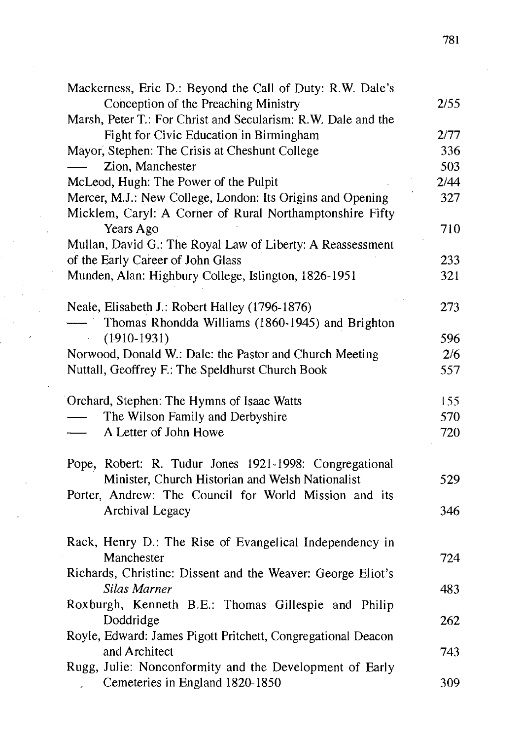Mackerness, Eric D.: Beyond the Call of Duty: R.W. Dale's Conception of the Preaching Ministry 2/55

Marsh, Peter T.: For Christ and Secularism: R.W. Dale and the Fight for Civic Education in Birmingham 2/77

Mayor, Stephen: The Crisis at Cheshunt College 336

— Zion, Manchester 503

McLeod, Hugh: The Power of the Pulpit 2/44

Mercer, M.J.: New College, London: Its Origins and Opening 327

Micklem, Caryl: A Corner of Rural Northamptonshire Fifty Years Ago 710

Mullan, David G.: The Royal Law of Liberty: A Reassessment of the Early Career of John Glass 233

Munden, Alan: Highbury College, Islington, 1826-1951 321

Neale, Elisabeth J.: Robert Halley (1796-1876) 273

— Thomas Rhondda Williams (1860-1945) and Brighton (1910-1931) 596

Norwood, Donald W.: Dale: the Pastor and Church Meeting 2/6

Nuttall, Geoffrey F.: The Speldhurst Church Book 557

Orchard, Stephen: The Hymns of Isaac Watts 155

— The Wilson Family and Derbyshire 570

— A Letter of John Howe 720

Pope, Robert: R. Tudur Jones 1921-1998: Congregational Minister, Church Historian and Welsh Nationalist 529

Porter, Andrew: The Council for World Mission and its Archival Legacy 346

Rack, Henry D.: The Rise of Evangelical Independency in Manchester 724

Richards, Christine: Dissent and the Weaver: George Eliot's *Silas Marner* 483

Roxburgh, Kenneth B.E.: Thomas Gillespie and Philip Doddridge 262

Royle, Edward: James Pigott Pritchett, Congregational Deacon and Architect 743

Rugg, Julie: Nonconformity and the Development of Early Cemeteries in England 1820-1850 309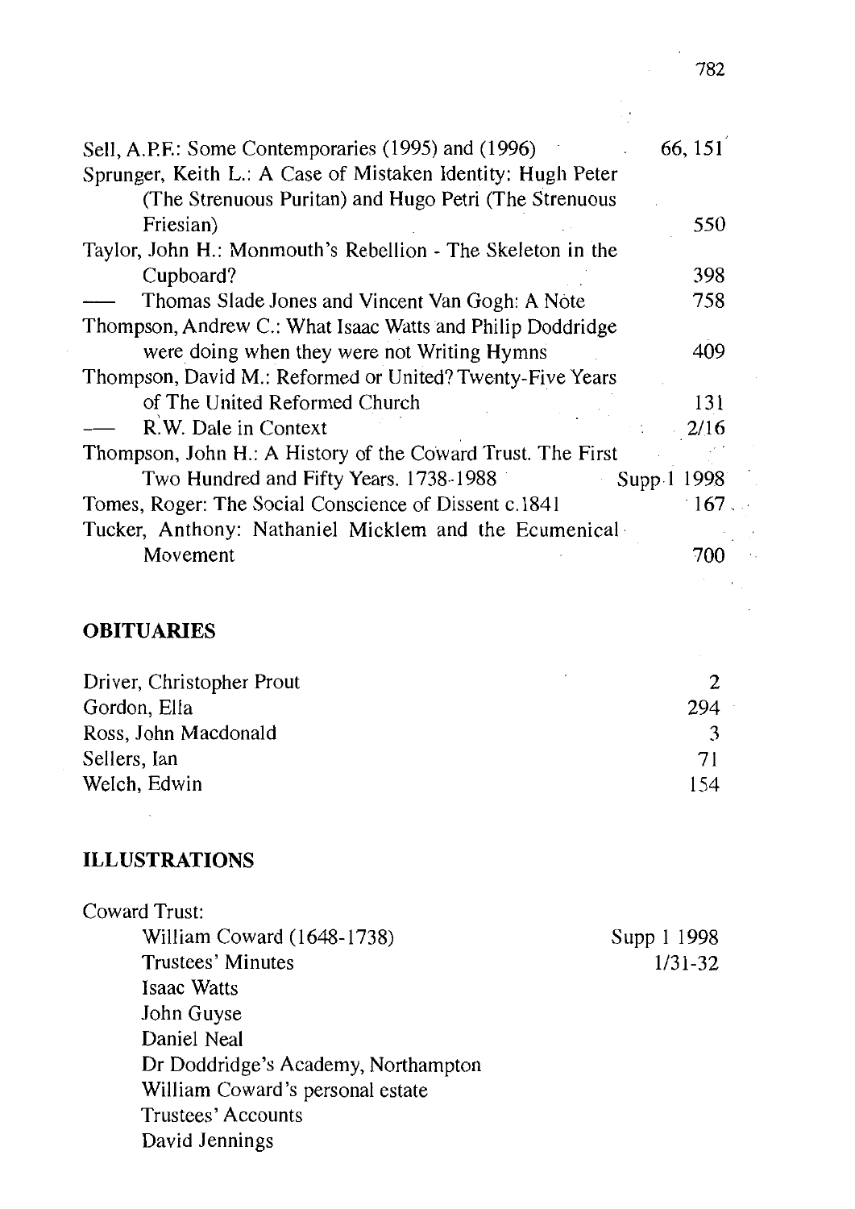Sell, A.P.F.: Some Contemporaries (1995) and (1996) 66, 151

Sprunger, Keith L.: A Case of Mistaken Identity: Hugh Peter (The Strenuous Puritan) and Hugo Petri (The Strenuous Friesian) 550

Taylor, John H.: Monmouth's Rebellion - The Skeleton in the Cupboard? 398

— Thomas Slade Jones and Vincent Van Gogh: A Note 758

Thompson, Andrew C.: What Isaac Watts and Philip Doddridge were doing when they were not Writing Hymns 409

Thompson, David M.: Reformed or United? Twenty-Five Years of The United Reformed Church 131

— R.W. Dale in Context 2/16

Thompson, John H.: A History of the Coward Trust. The First Two Hundred and Fifty Years. 1738-1988 Supp 1 1998

Tomes, Roger: The Social Conscience of Dissent c.1841 167

Tucker, Anthony: Nathaniel Micklem and the Ecumenical Movement 700

## OBITUARIES

| | |
|---|---|
| Driver, Christopher Prout | 2 |
| Gordon, Ella | 294 |
| Ross, John Macdonald | 3 |
| Sellers, Ian | 71 |
| Welch, Edwin | 154 |

## ILLUSTRATIONS

Coward Trust:

| | |
|---|---|
| William Coward (1648-1738) | Supp 1 1998 |
| Trustees' Minutes | 1/31-32 |
| Isaac Watts | |
| John Guyse | |
| Daniel Neal | |
| Dr Doddridge's Academy, Northampton | |
| William Coward's personal estate | |
| Trustees' Accounts | |
| David Jennings | |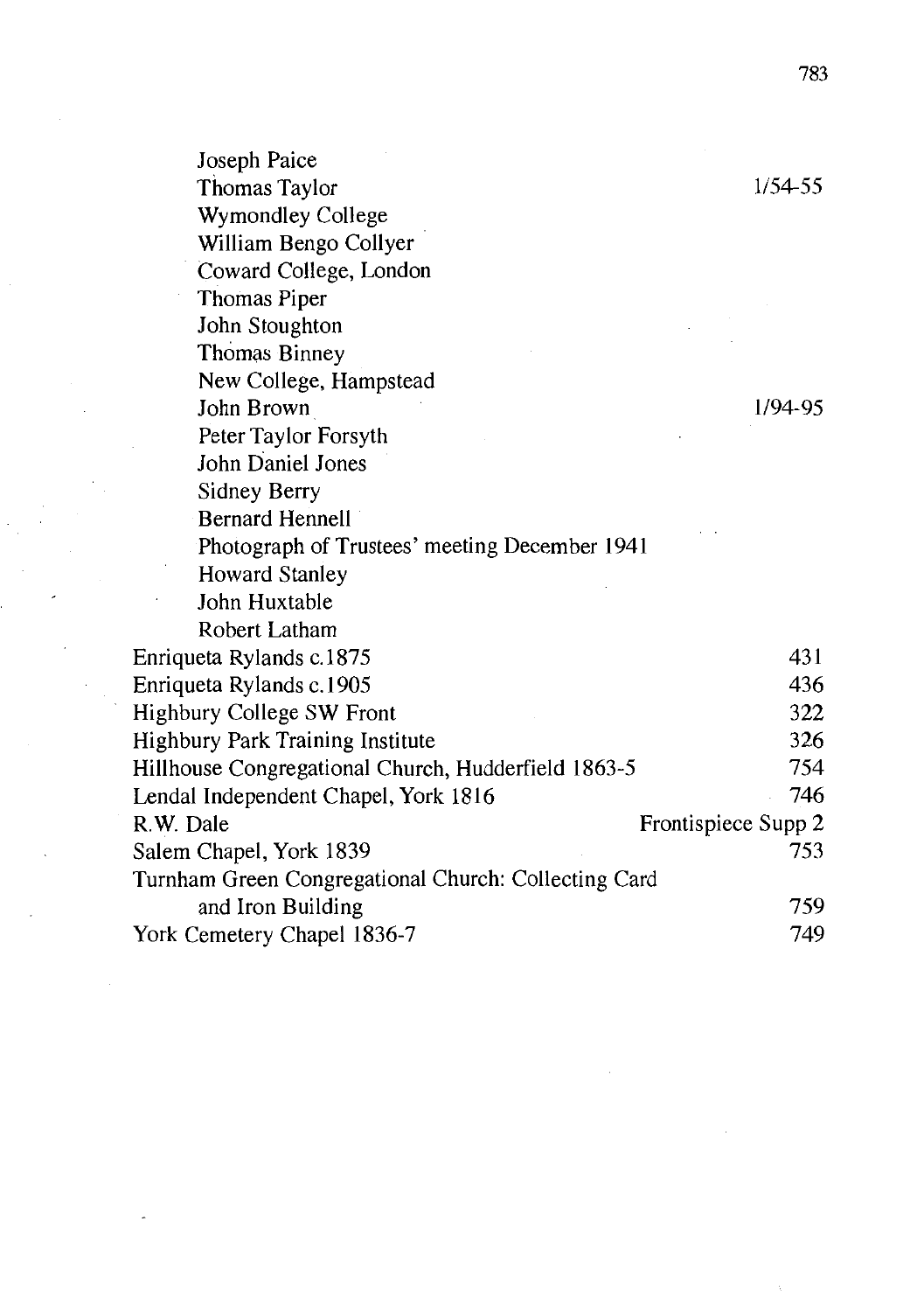| | |
|---|---|
| Joseph Paice | |
| Thomas Taylor | 1/54-55 |
| Wymondley College | |
| William Bengo Collyer | |
| Coward College, London | |
| Thomas Piper | |
| John Stoughton | |
| Thomas Binney | |
| New College, Hampstead | |
| John Brown | 1/94-95 |
| Peter Taylor Forsyth | |
| John Daniel Jones | |
| Sidney Berry | |
| Bernard Hennell | |
| Photograph of Trustees' meeting December 1941 | |
| Howard Stanley | |
| John Huxtable | |
| Robert Latham | |
| Enriqueta Rylands c.1875 | 431 |
| Enriqueta Rylands c.1905 | 436 |
| Highbury College SW Front | 322 |
| Highbury Park Training Institute | 326 |
| Hillhouse Congregational Church, Hudderfield 1863-5 | 754 |
| Lendal Independent Chapel, York 1816 | 746 |
| R.W. Dale | Frontispiece Supp 2 |
| Salem Chapel, York 1839 | 753 |
| Turnham Green Congregational Church: Collecting Card and Iron Building | 759 |
| York Cemetery Chapel 1836-7 | 749 |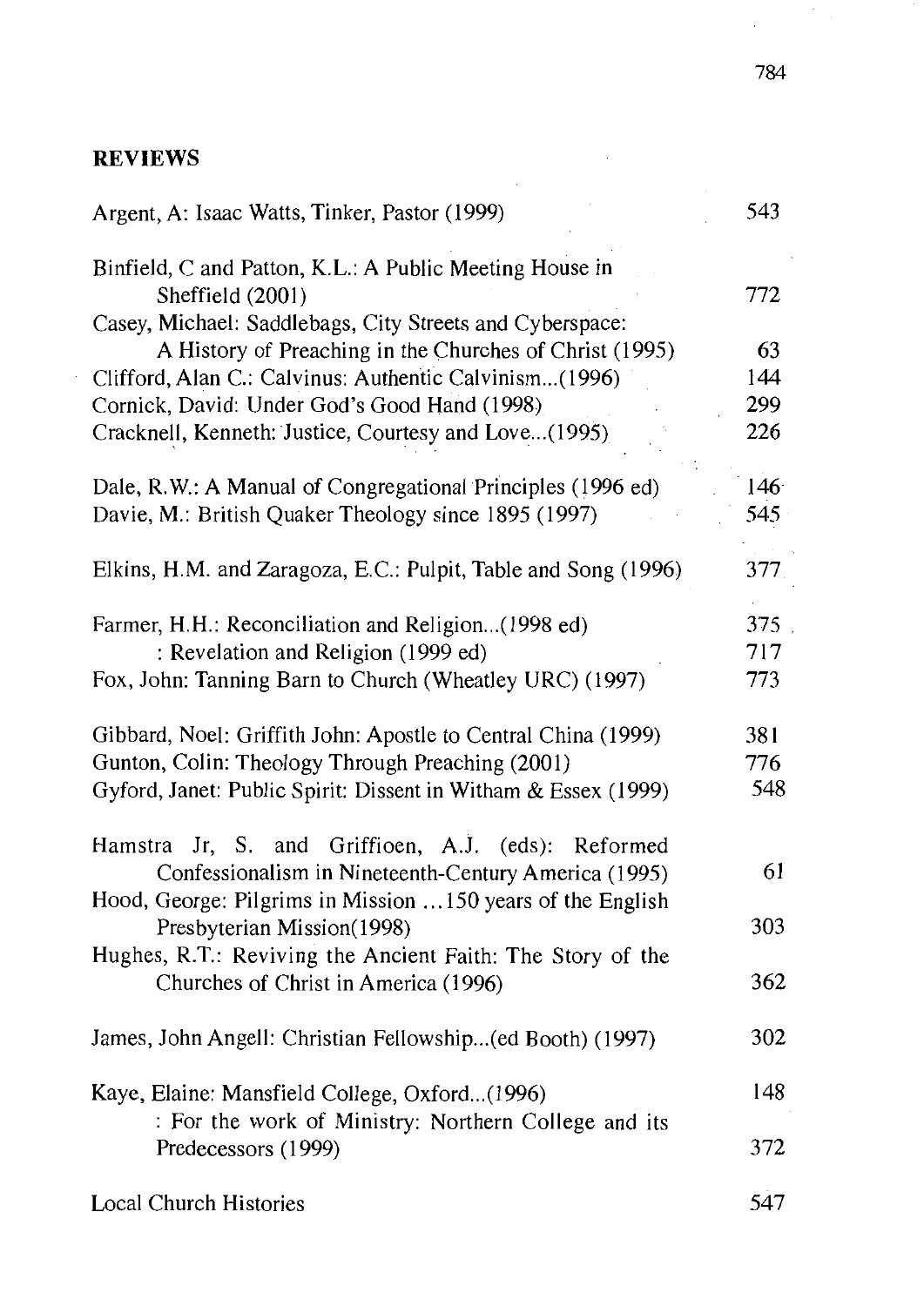## REVIEWS

| | |
|---|---|
| Argent, A: Isaac Watts, Tinker, Pastor (1999) | 543 |
| Binfield, C and Patton, K.L.: A Public Meeting House in Sheffield (2001) | 772 |
| Casey, Michael: Saddlebags, City Streets and Cyberspace: A History of Preaching in the Churches of Christ (1995) | 63 |
| Clifford, Alan C.: Calvinus: Authentic Calvinism...(1996) | 144 |
| Cornick, David: Under God's Good Hand (1998) | 299 |
| Cracknell, Kenneth: Justice, Courtesy and Love...(1995) | 226 |
| Dale, R.W.: A Manual of Congregational Principles (1996 ed) | 146 |
| Davie, M.: British Quaker Theology since 1895 (1997) | 545 |
| Elkins, H.M. and Zaragoza, E.C.: Pulpit, Table and Song (1996) | 377 |
| Farmer, H.H.: Reconciliation and Religion...(1998 ed) | 375 |
| : Revelation and Religion (1999 ed) | 717 |
| Fox, John: Tanning Barn to Church (Wheatley URC) (1997) | 773 |
| Gibbard, Noel: Griffith John: Apostle to Central China (1999) | 381 |
| Gunton, Colin: Theology Through Preaching (2001) | 776 |
| Gyford, Janet: Public Spirit: Dissent in Witham & Essex (1999) | 548 |
| Hamstra Jr, S. and Griffioen, A.J. (eds): Reformed Confessionalism in Nineteenth-Century America (1995) | 61 |
| Hood, George: Pilgrims in Mission ... 150 years of the English Presbyterian Mission(1998) | 303 |
| Hughes, R.T.: Reviving the Ancient Faith: The Story of the Churches of Christ in America (1996) | 362 |
| James, John Angell: Christian Fellowship...(ed Booth) (1997) | 302 |
| Kaye, Elaine: Mansfield College, Oxford...(1996) | 148 |
| : For the work of Ministry: Northern College and its Predecessors (1999) | 372 |
| Local Church Histories | 547 |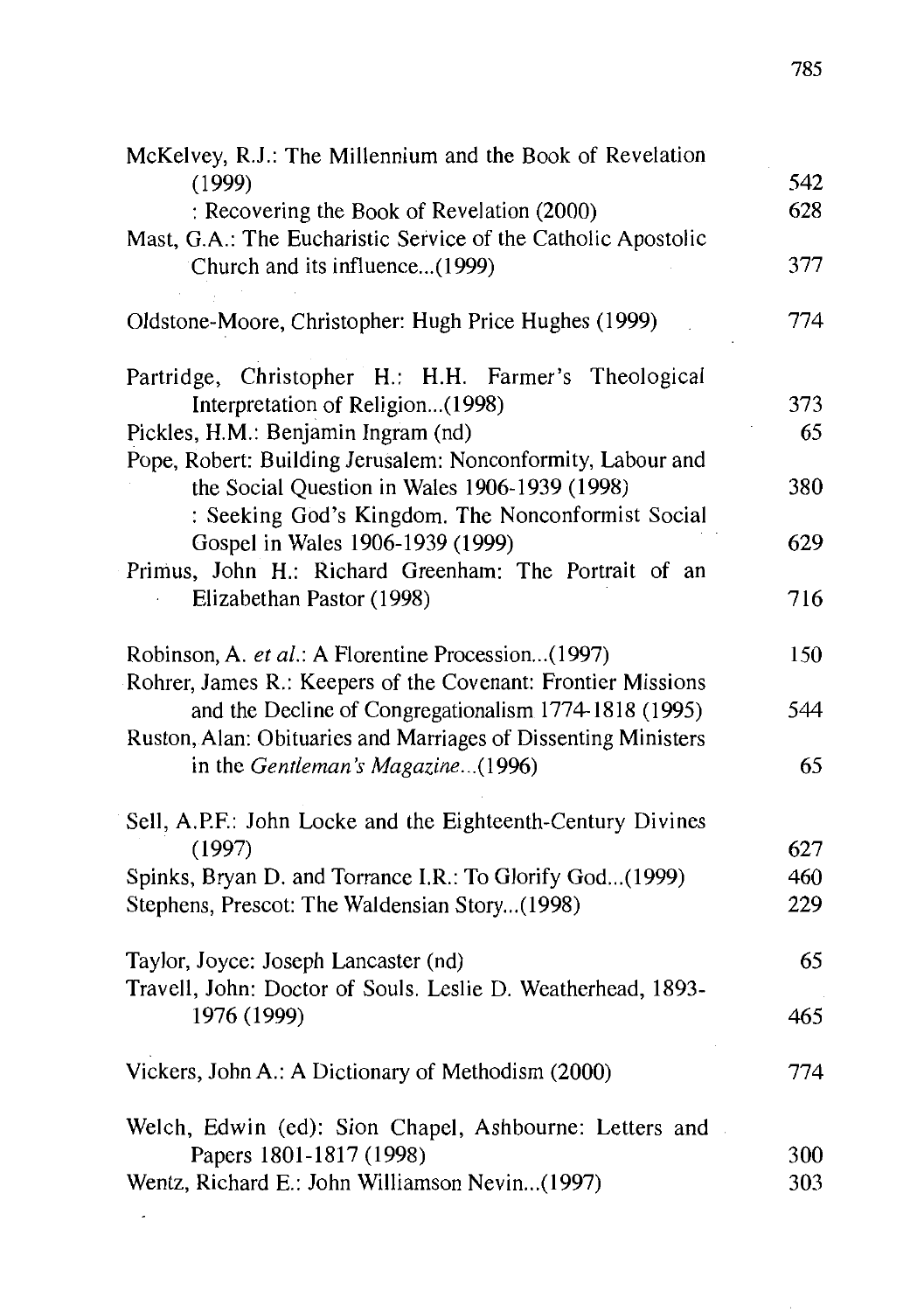McKelvey, R.J.: The Millennium and the Book of Revelation (1999) 542

: Recovering the Book of Revelation (2000) 628

Mast, G.A.: The Eucharistic Service of the Catholic Apostolic Church and its influence...(1999) 377

Oldstone-Moore, Christopher: Hugh Price Hughes (1999) 774

Partridge, Christopher H.: H.H. Farmer's Theological Interpretation of Religion...(1998) 373

Pickles, H.M.: Benjamin Ingram (nd) 65

Pope, Robert: Building Jerusalem: Nonconformity, Labour and the Social Question in Wales 1906-1939 (1998) 380

: Seeking God's Kingdom. The Nonconformist Social Gospel in Wales 1906-1939 (1999) 629

Primus, John H.: Richard Greenham: The Portrait of an Elizabethan Pastor (1998) 716

Robinson, A. *et al.*: A Florentine Procession...(1997) 150

Rohrer, James R.: Keepers of the Covenant: Frontier Missions and the Decline of Congregationalism 1774-1818 (1995) 544

Ruston, Alan: Obituaries and Marriages of Dissenting Ministers in the *Gentleman's Magazine*...(1996) 65

Sell, A.P.F.: John Locke and the Eighteenth-Century Divines (1997) 627

Spinks, Bryan D. and Torrance I.R.: To Glorify God...(1999) 460

Stephens, Prescot: The Waldensian Story...(1998) 229

Taylor, Joyce: Joseph Lancaster (nd) 65

Travell, John: Doctor of Souls. Leslie D. Weatherhead, 1893-1976 (1999) 465

Vickers, John A.: A Dictionary of Methodism (2000) 774

Welch, Edwin (ed): Sion Chapel, Ashbourne: Letters and Papers 1801-1817 (1998) 300

Wentz, Richard E.: John Williamson Nevin...(1997) 303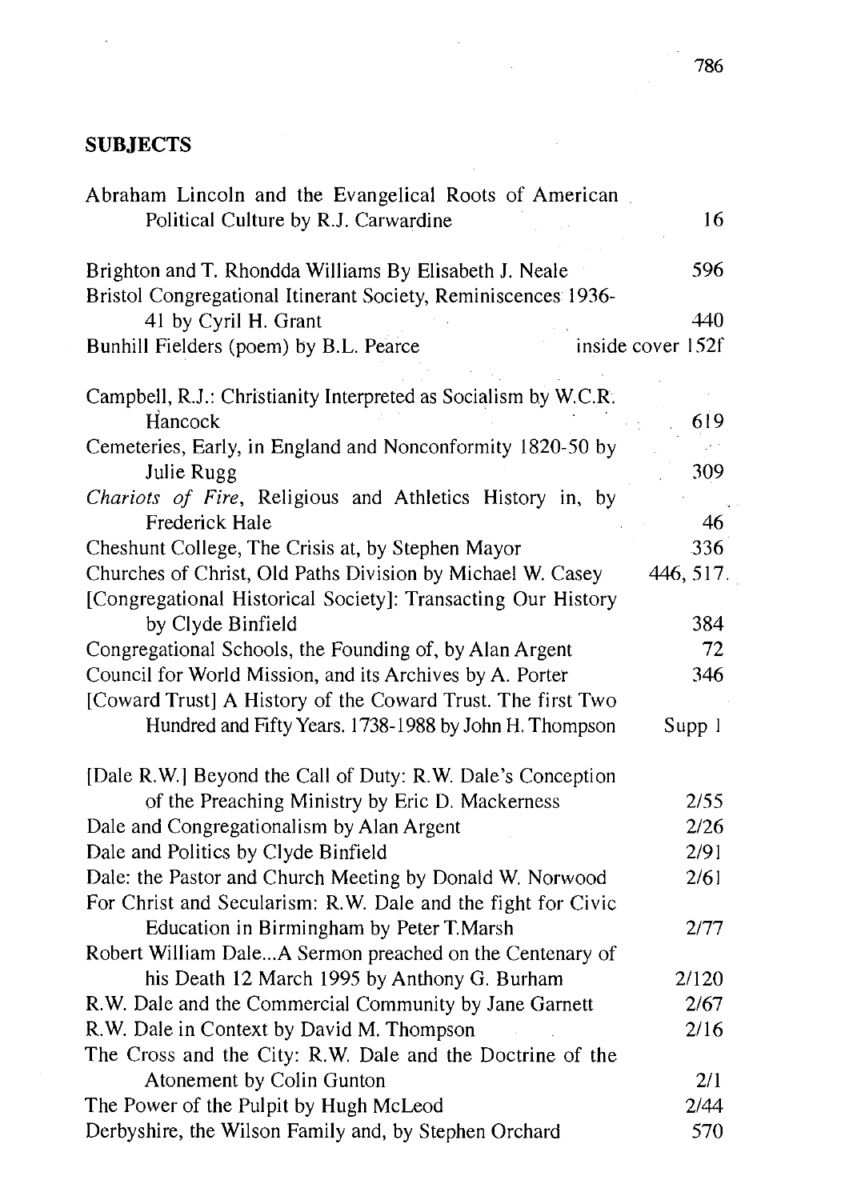## SUBJECTS

Abraham Lincoln and the Evangelical Roots of American Political Culture by R.J. Carwardine 16

Brighton and T. Rhondda Williams By Elisabeth J. Neale 596
Bristol Congregational Itinerant Society, Reminiscences 1936-41 by Cyril H. Grant 440
Bunhill Fielders (poem) by B.L. Pearce inside cover 152f

Campbell, R.J.: Christianity Interpreted as Socialism by W.C.R. Hancock 619
Cemeteries, Early, in England and Nonconformity 1820-50 by Julie Rugg 309
*Chariots of Fire*, Religious and Athletics History in, by Frederick Hale 46
Cheshunt College, The Crisis at, by Stephen Mayor 336
Churches of Christ, Old Paths Division by Michael W. Casey 446, 517.
[Congregational Historical Society]: Transacting Our History by Clyde Binfield 384
Congregational Schools, the Founding of, by Alan Argent 72
Council for World Mission, and its Archives by A. Porter 346
[Coward Trust] A History of the Coward Trust. The first Two Hundred and Fifty Years. 1738-1988 by John H. Thompson Supp 1

[Dale R.W.] Beyond the Call of Duty: R.W. Dale's Conception of the Preaching Ministry by Eric D. Mackerness 2/55
Dale and Congregationalism by Alan Argent 2/26
Dale and Politics by Clyde Binfield 2/91
Dale: the Pastor and Church Meeting by Donald W. Norwood 2/61
For Christ and Secularism: R.W. Dale and the fight for Civic Education in Birmingham by Peter T.Marsh 2/77
Robert William Dale...A Sermon preached on the Centenary of his Death 12 March 1995 by Anthony G. Burham 2/120
R.W. Dale and the Commercial Community by Jane Garnett 2/67
R.W. Dale in Context by David M. Thompson 2/16
The Cross and the City: R.W. Dale and the Doctrine of the Atonement by Colin Gunton 2/1
The Power of the Pulpit by Hugh McLeod 2/44
Derbyshire, the Wilson Family and, by Stephen Orchard 570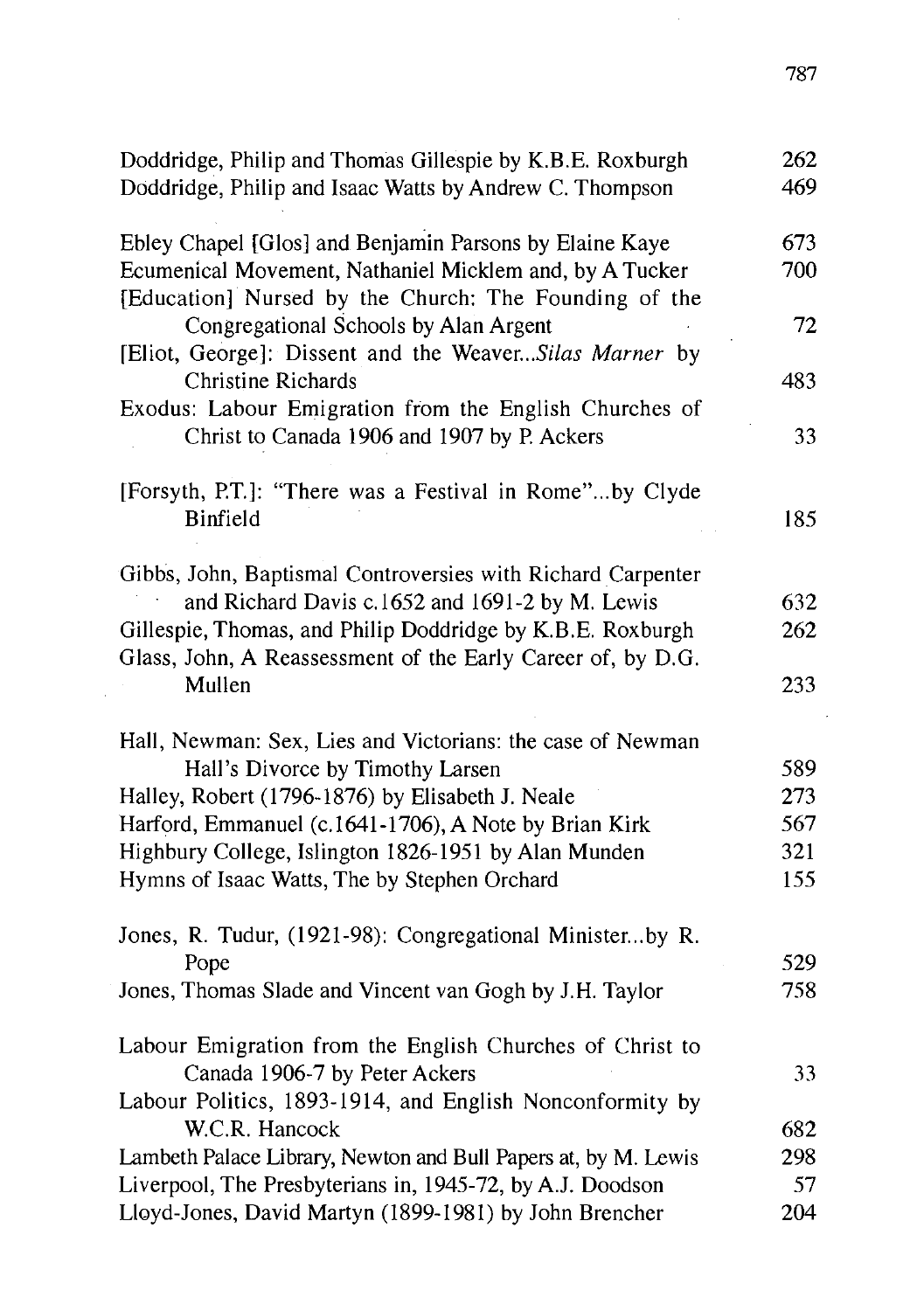Doddridge, Philip and Thomas Gillespie by K.B.E. Roxburgh 262
Doddridge, Philip and Isaac Watts by Andrew C. Thompson 469

Ebley Chapel [Glos] and Benjamin Parsons by Elaine Kaye 673
Ecumenical Movement, Nathaniel Micklem and, by A Tucker 700
[Education] Nursed by the Church: The Founding of the Congregational Schools by Alan Argent 72
[Eliot, George]: Dissent and the Weaver...*Silas Marner* by Christine Richards 483
Exodus: Labour Emigration from the English Churches of Christ to Canada 1906 and 1907 by P. Ackers 33

[Forsyth, P.T.]: "There was a Festival in Rome"...by Clyde Binfield 185

Gibbs, John, Baptismal Controversies with Richard Carpenter and Richard Davis c.1652 and 1691-2 by M. Lewis 632
Gillespie, Thomas, and Philip Doddridge by K.B.E. Roxburgh 262
Glass, John, A Reassessment of the Early Career of, by D.G. Mullen 233

Hall, Newman: Sex, Lies and Victorians: the case of Newman Hall's Divorce by Timothy Larsen 589
Halley, Robert (1796-1876) by Elisabeth J. Neale 273
Harford, Emmanuel (c.1641-1706), A Note by Brian Kirk 567
Highbury College, Islington 1826-1951 by Alan Munden 321
Hymns of Isaac Watts, The by Stephen Orchard 155

Jones, R. Tudur, (1921-98): Congregational Minister...by R. Pope 529
Jones, Thomas Slade and Vincent van Gogh by J.H. Taylor 758

Labour Emigration from the English Churches of Christ to Canada 1906-7 by Peter Ackers 33
Labour Politics, 1893-1914, and English Nonconformity by W.C.R. Hancock 682
Lambeth Palace Library, Newton and Bull Papers at, by M. Lewis 298
Liverpool, The Presbyterians in, 1945-72, by A.J. Doodson 57
Lloyd-Jones, David Martyn (1899-1981) by John Brencher 204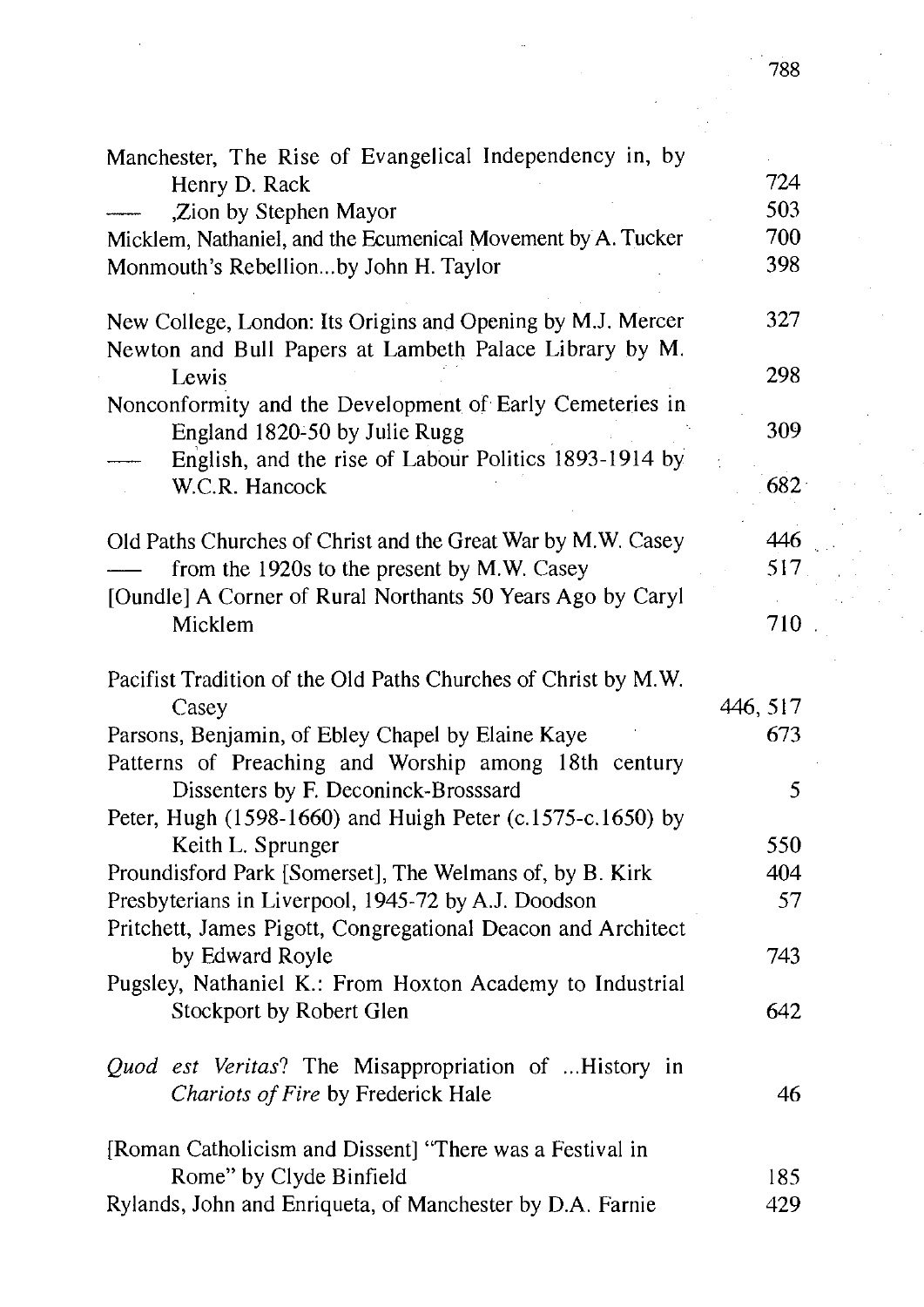Manchester, The Rise of Evangelical Independency in, by Henry D. Rack — 724

— ,Zion by Stephen Mayor — 503

Micklem, Nathaniel, and the Ecumenical Movement by A. Tucker — 700

Monmouth's Rebellion...by John H. Taylor — 398

New College, London: Its Origins and Opening by M.J. Mercer — 327

Newton and Bull Papers at Lambeth Palace Library by M. Lewis — 298

Nonconformity and the Development of Early Cemeteries in England 1820-50 by Julie Rugg — 309

— English, and the rise of Labour Politics 1893-1914 by W.C.R. Hancock — 682

Old Paths Churches of Christ and the Great War by M.W. Casey — 446

— from the 1920s to the present by M.W. Casey — 517

[Oundle] A Corner of Rural Northants 50 Years Ago by Caryl Micklem — 710

Pacifist Tradition of the Old Paths Churches of Christ by M.W. Casey — 446, 517

Parsons, Benjamin, of Ebley Chapel by Elaine Kaye — 673

Patterns of Preaching and Worship among 18th century Dissenters by F. Deconinck-Brosssard — 5

Peter, Hugh (1598-1660) and Huigh Peter (c.1575-c.1650) by Keith L. Sprunger — 550

Proundisford Park [Somerset], The Welmans of, by B. Kirk — 404

Presbyterians in Liverpool, 1945-72 by A.J. Doodson — 57

Pritchett, James Pigott, Congregational Deacon and Architect by Edward Royle — 743

Pugsley, Nathaniel K.: From Hoxton Academy to Industrial Stockport by Robert Glen — 642

*Quod est Veritas*? The Misappropriation of ...History in *Chariots of Fire* by Frederick Hale — 46

[Roman Catholicism and Dissent] "There was a Festival in Rome" by Clyde Binfield — 185

Rylands, John and Enriqueta, of Manchester by D.A. Farnie — 429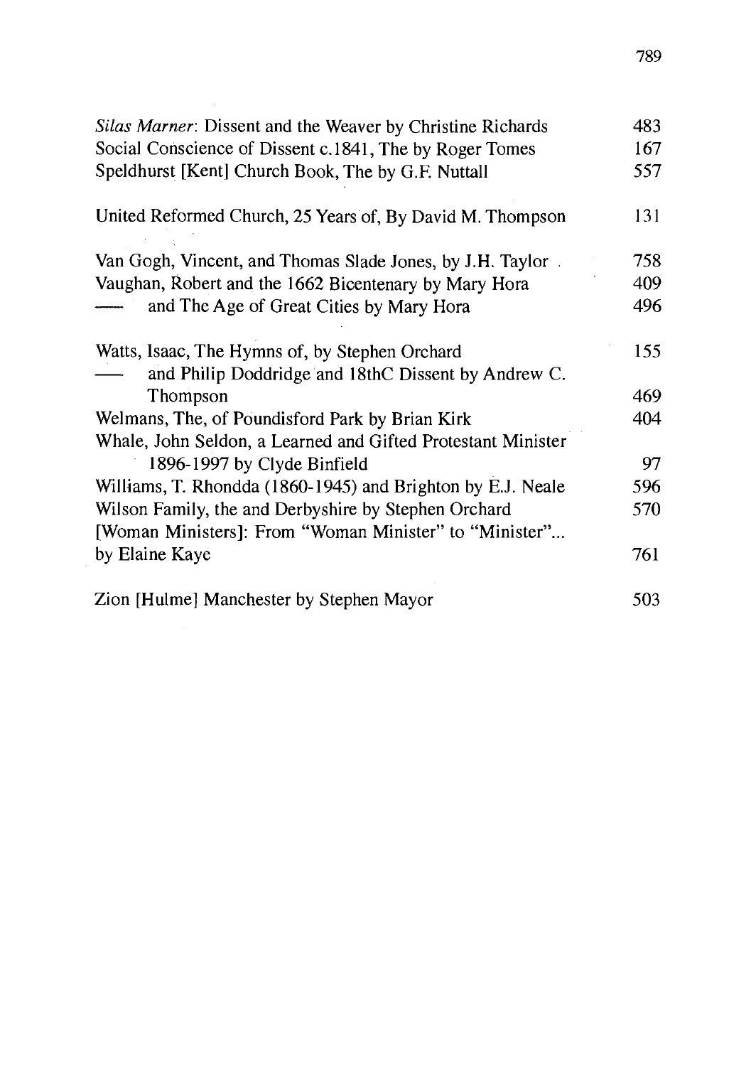*Silas Marner*: Dissent and the Weaver by Christine Richards 483
Social Conscience of Dissent c.1841, The by Roger Tomes 167
Speldhurst [Kent] Church Book, The by G.F. Nuttall 557

United Reformed Church, 25 Years of, By David M. Thompson 131

Van Gogh, Vincent, and Thomas Slade Jones, by J.H. Taylor 758
Vaughan, Robert and the 1662 Bicentenary by Mary Hora 409
—— and The Age of Great Cities by Mary Hora 496

Watts, Isaac, The Hymns of, by Stephen Orchard 155
—— and Philip Doddridge and 18thC Dissent by Andrew C. Thompson 469
Welmans, The, of Poundisford Park by Brian Kirk 404
Whale, John Seldon, a Learned and Gifted Protestant Minister 1896-1997 by Clyde Binfield 97
Williams, T. Rhondda (1860-1945) and Brighton by E.J. Neale 596
Wilson Family, the and Derbyshire by Stephen Orchard 570
[Woman Ministers]: From "Woman Minister" to "Minister"... by Elaine Kaye 761

Zion [Hulme] Manchester by Stephen Mayor 503